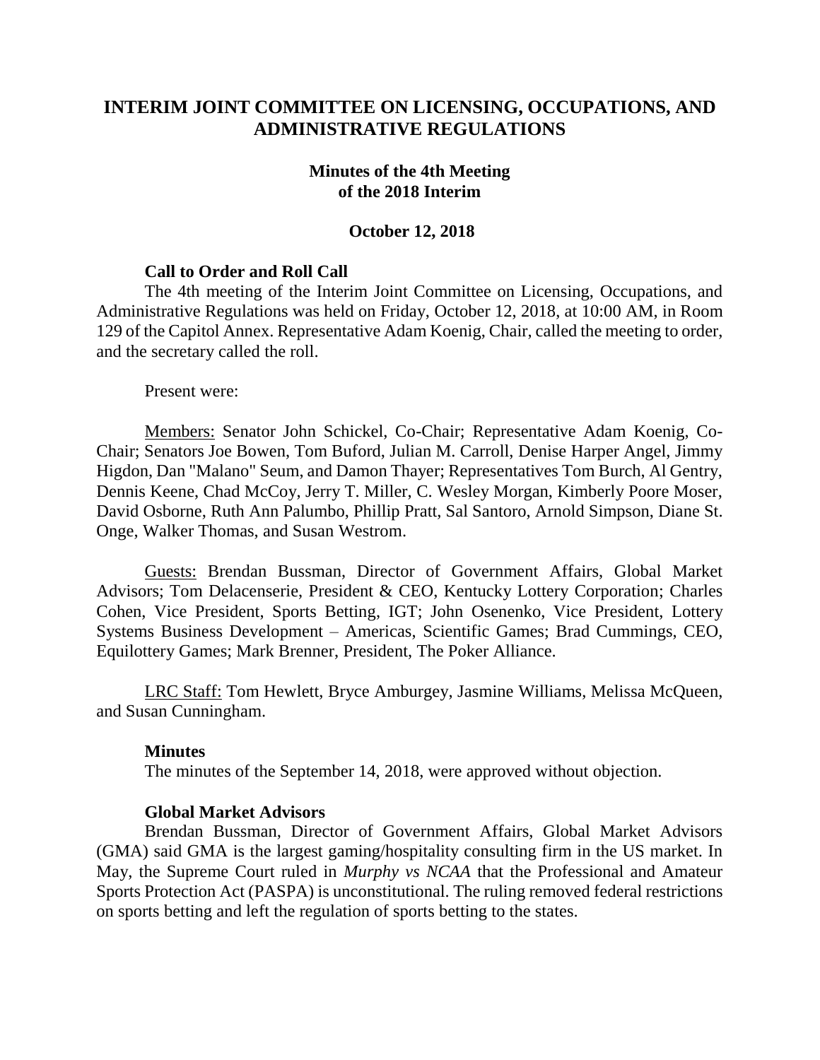# INTERIM JOINT COMMITTEE ON LICENSING, OCCUPATIONS, AND ADMINISTRATIVE REGULATIONS

## Minutes of the 4th Meeting of the 2018 Interim

### October 12, 2018

**Call to Order and Roll Call**

The 4th meeting of the Interim Joint Committee on Licensing, Occupations, and Administrative Regulations was held on Friday, October 12, 2018, at 10:00 AM, in Room 129 of the Capitol Annex. Representative Adam Koenig, Chair, called the meeting to order, and the secretary called the roll.

Present were:

Members: Senator John Schickel, Co-Chair; Representative Adam Koenig, Co-Chair; Senators Joe Bowen, Tom Buford, Julian M. Carroll, Denise Harper Angel, Jimmy Higdon, Dan "Malano" Seum, and Damon Thayer; Representatives Tom Burch, Al Gentry, Dennis Keene, Chad McCoy, Jerry T. Miller, C. Wesley Morgan, Kimberly Poore Moser, David Osborne, Ruth Ann Palumbo, Phillip Pratt, Sal Santoro, Arnold Simpson, Diane St. Onge, Walker Thomas, and Susan Westrom.

Guests: Brendan Bussman, Director of Government Affairs, Global Market Advisors; Tom Delacenserie, President & CEO, Kentucky Lottery Corporation; Charles Cohen, Vice President, Sports Betting, IGT; John Osenenko, Vice President, Lottery Systems Business Development – Americas, Scientific Games; Brad Cummings, CEO, Equilottery Games; Mark Brenner, President, The Poker Alliance.

LRC Staff: Tom Hewlett, Bryce Amburgey, Jasmine Williams, Melissa McQueen, and Susan Cunningham.

**Minutes**

The minutes of the September 14, 2018, were approved without objection.

**Global Market Advisors**

Brendan Bussman, Director of Government Affairs, Global Market Advisors (GMA) said GMA is the largest gaming/hospitality consulting firm in the US market. In May, the Supreme Court ruled in *Murphy vs NCAA* that the Professional and Amateur Sports Protection Act (PASPA) is unconstitutional. The ruling removed federal restrictions on sports betting and left the regulation of sports betting to the states.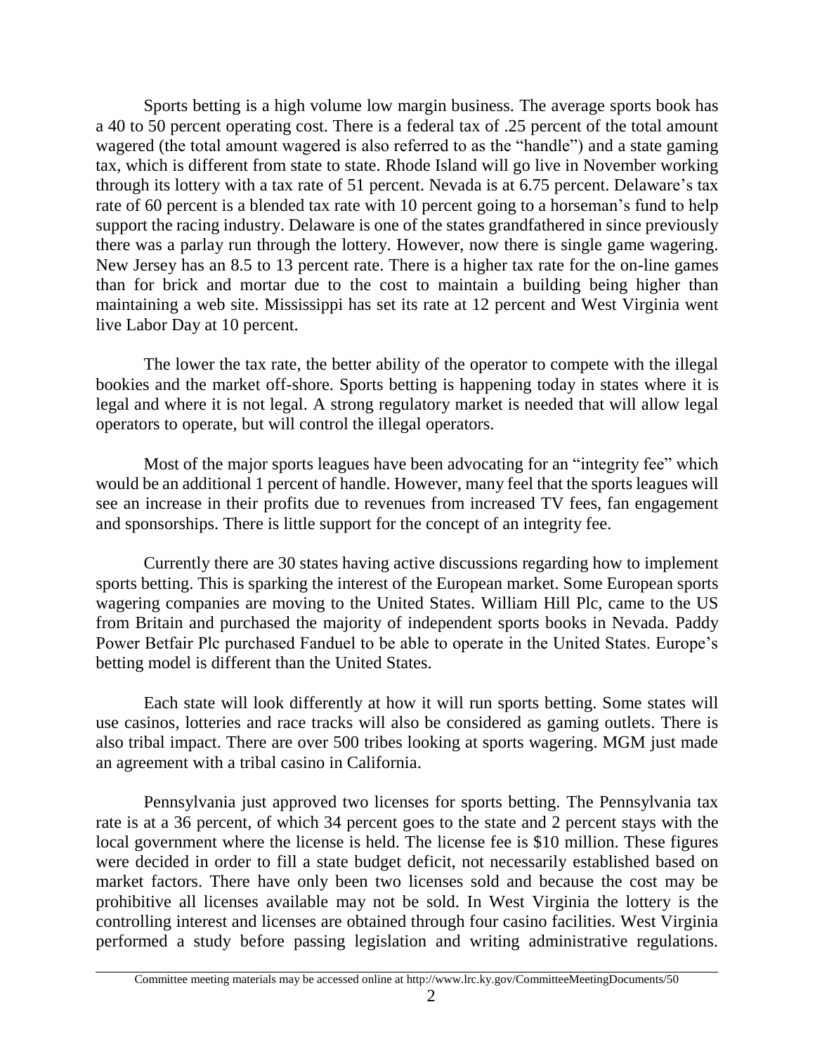Sports betting is a high volume low margin business. The average sports book has a 40 to 50 percent operating cost. There is a federal tax of .25 percent of the total amount wagered (the total amount wagered is also referred to as the "handle") and a state gaming tax, which is different from state to state. Rhode Island will go live in November working through its lottery with a tax rate of 51 percent. Nevada is at 6.75 percent. Delaware's tax rate of 60 percent is a blended tax rate with 10 percent going to a horseman's fund to help support the racing industry. Delaware is one of the states grandfathered in since previously there was a parlay run through the lottery. However, now there is single game wagering. New Jersey has an 8.5 to 13 percent rate. There is a higher tax rate for the on-line games than for brick and mortar due to the cost to maintain a building being higher than maintaining a web site. Mississippi has set its rate at 12 percent and West Virginia went live Labor Day at 10 percent.

The lower the tax rate, the better ability of the operator to compete with the illegal bookies and the market off-shore. Sports betting is happening today in states where it is legal and where it is not legal. A strong regulatory market is needed that will allow legal operators to operate, but will control the illegal operators.

Most of the major sports leagues have been advocating for an "integrity fee" which would be an additional 1 percent of handle. However, many feel that the sports leagues will see an increase in their profits due to revenues from increased TV fees, fan engagement and sponsorships. There is little support for the concept of an integrity fee.

Currently there are 30 states having active discussions regarding how to implement sports betting. This is sparking the interest of the European market. Some European sports wagering companies are moving to the United States. William Hill Plc, came to the US from Britain and purchased the majority of independent sports books in Nevada. Paddy Power Betfair Plc purchased Fanduel to be able to operate in the United States. Europe's betting model is different than the United States.

Each state will look differently at how it will run sports betting. Some states will use casinos, lotteries and race tracks will also be considered as gaming outlets. There is also tribal impact. There are over 500 tribes looking at sports wagering. MGM just made an agreement with a tribal casino in California.

Pennsylvania just approved two licenses for sports betting. The Pennsylvania tax rate is at a 36 percent, of which 34 percent goes to the state and 2 percent stays with the local government where the license is held. The license fee is $10 million. These figures were decided in order to fill a state budget deficit, not necessarily established based on market factors. There have only been two licenses sold and because the cost may be prohibitive all licenses available may not be sold. In West Virginia the lottery is the controlling interest and licenses are obtained through four casino facilities. West Virginia performed a study before passing legislation and writing administrative regulations.

Committee meeting materials may be accessed online at http://www.lrc.ky.gov/CommitteeMeetingDocuments/50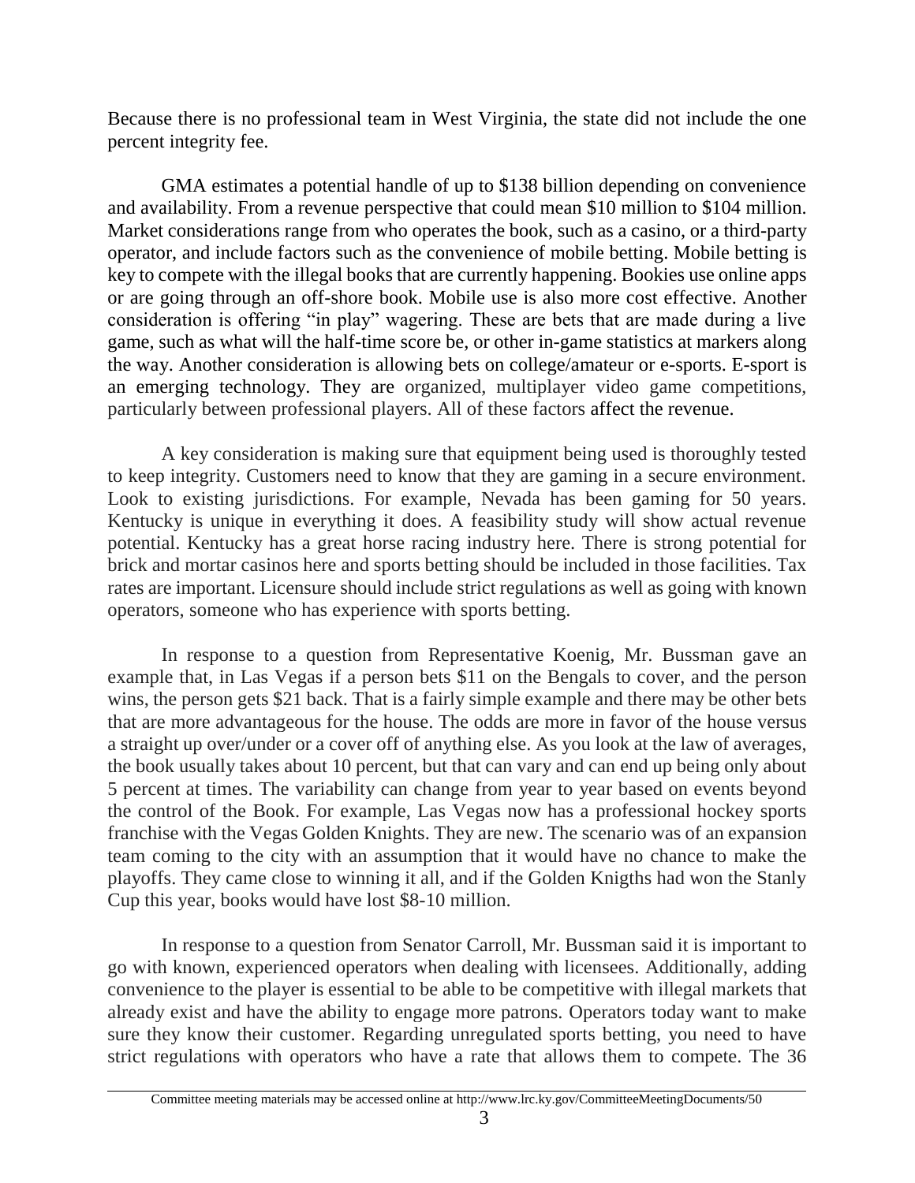Because there is no professional team in West Virginia, the state did not include the one percent integrity fee.

GMA estimates a potential handle of up to $138 billion depending on convenience and availability. From a revenue perspective that could mean $10 million to $104 million. Market considerations range from who operates the book, such as a casino, or a third-party operator, and include factors such as the convenience of mobile betting. Mobile betting is key to compete with the illegal books that are currently happening. Bookies use online apps or are going through an off-shore book. Mobile use is also more cost effective. Another consideration is offering "in play" wagering. These are bets that are made during a live game, such as what will the half-time score be, or other in-game statistics at markers along the way. Another consideration is allowing bets on college/amateur or e-sports. E-sport is an emerging technology. They are organized, multiplayer video game competitions, particularly between professional players. All of these factors affect the revenue.

A key consideration is making sure that equipment being used is thoroughly tested to keep integrity. Customers need to know that they are gaming in a secure environment. Look to existing jurisdictions. For example, Nevada has been gaming for 50 years. Kentucky is unique in everything it does. A feasibility study will show actual revenue potential. Kentucky has a great horse racing industry here. There is strong potential for brick and mortar casinos here and sports betting should be included in those facilities. Tax rates are important. Licensure should include strict regulations as well as going with known operators, someone who has experience with sports betting.

In response to a question from Representative Koenig, Mr. Bussman gave an example that, in Las Vegas if a person bets $11 on the Bengals to cover, and the person wins, the person gets $21 back. That is a fairly simple example and there may be other bets that are more advantageous for the house. The odds are more in favor of the house versus a straight up over/under or a cover off of anything else. As you look at the law of averages, the book usually takes about 10 percent, but that can vary and can end up being only about 5 percent at times. The variability can change from year to year based on events beyond the control of the Book. For example, Las Vegas now has a professional hockey sports franchise with the Vegas Golden Knights. They are new. The scenario was of an expansion team coming to the city with an assumption that it would have no chance to make the playoffs. They came close to winning it all, and if the Golden Knigths had won the Stanly Cup this year, books would have lost $8-10 million.

In response to a question from Senator Carroll, Mr. Bussman said it is important to go with known, experienced operators when dealing with licensees. Additionally, adding convenience to the player is essential to be able to be competitive with illegal markets that already exist and have the ability to engage more patrons. Operators today want to make sure they know their customer. Regarding unregulated sports betting, you need to have strict regulations with operators who have a rate that allows them to compete. The 36

Committee meeting materials may be accessed online at http://www.lrc.ky.gov/CommitteeMeetingDocuments/50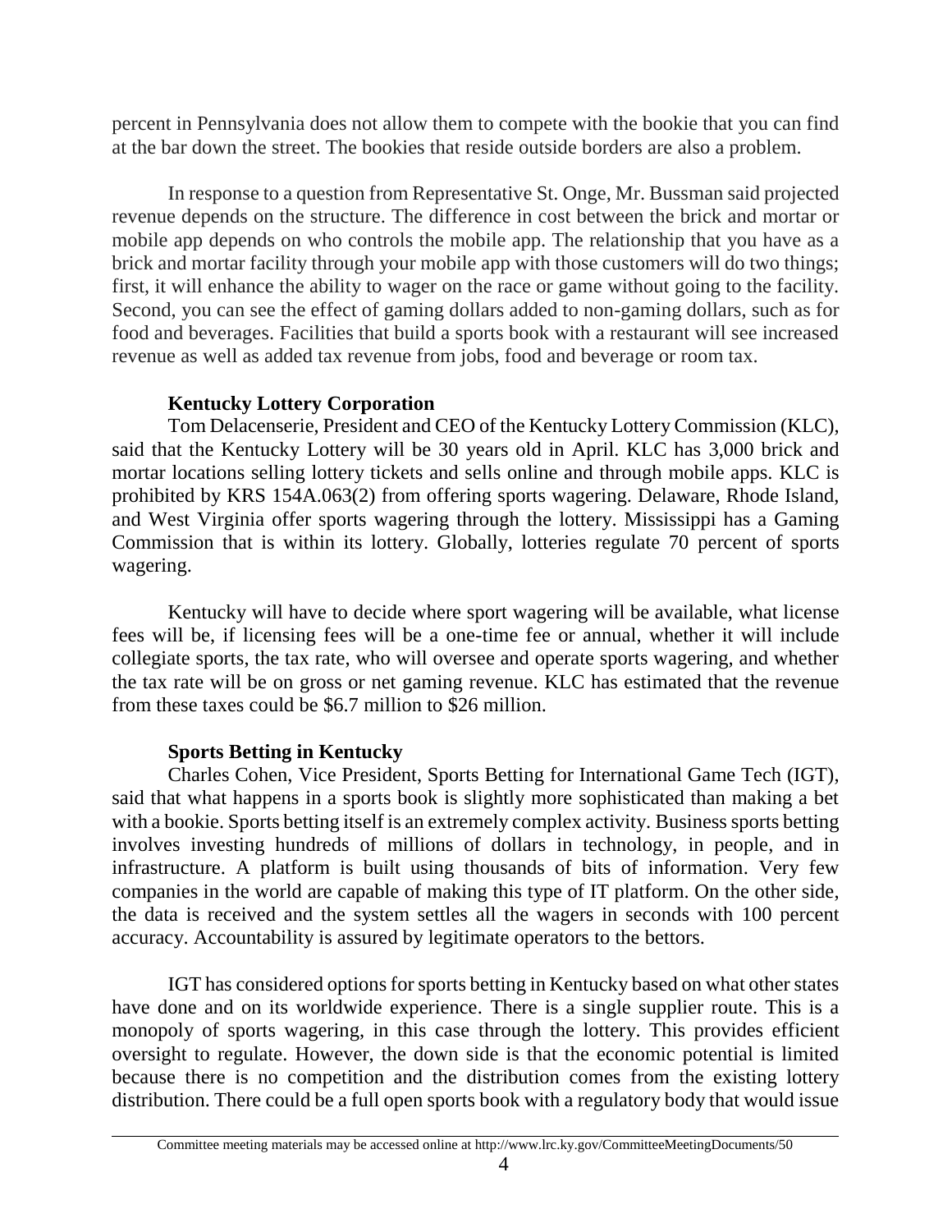percent in Pennsylvania does not allow them to compete with the bookie that you can find at the bar down the street. The bookies that reside outside borders are also a problem.

In response to a question from Representative St. Onge, Mr. Bussman said projected revenue depends on the structure. The difference in cost between the brick and mortar or mobile app depends on who controls the mobile app. The relationship that you have as a brick and mortar facility through your mobile app with those customers will do two things; first, it will enhance the ability to wager on the race or game without going to the facility. Second, you can see the effect of gaming dollars added to non-gaming dollars, such as for food and beverages. Facilities that build a sports book with a restaurant will see increased revenue as well as added tax revenue from jobs, food and beverage or room tax.

**Kentucky Lottery Corporation**

Tom Delacenserie, President and CEO of the Kentucky Lottery Commission (KLC), said that the Kentucky Lottery will be 30 years old in April. KLC has 3,000 brick and mortar locations selling lottery tickets and sells online and through mobile apps. KLC is prohibited by KRS 154A.063(2) from offering sports wagering. Delaware, Rhode Island, and West Virginia offer sports wagering through the lottery. Mississippi has a Gaming Commission that is within its lottery. Globally, lotteries regulate 70 percent of sports wagering.

Kentucky will have to decide where sport wagering will be available, what license fees will be, if licensing fees will be a one-time fee or annual, whether it will include collegiate sports, the tax rate, who will oversee and operate sports wagering, and whether the tax rate will be on gross or net gaming revenue. KLC has estimated that the revenue from these taxes could be $6.7 million to $26 million.

**Sports Betting in Kentucky**

Charles Cohen, Vice President, Sports Betting for International Game Tech (IGT), said that what happens in a sports book is slightly more sophisticated than making a bet with a bookie. Sports betting itself is an extremely complex activity. Business sports betting involves investing hundreds of millions of dollars in technology, in people, and in infrastructure. A platform is built using thousands of bits of information. Very few companies in the world are capable of making this type of IT platform. On the other side, the data is received and the system settles all the wagers in seconds with 100 percent accuracy. Accountability is assured by legitimate operators to the bettors.

IGT has considered options for sports betting in Kentucky based on what other states have done and on its worldwide experience. There is a single supplier route. This is a monopoly of sports wagering, in this case through the lottery. This provides efficient oversight to regulate. However, the down side is that the economic potential is limited because there is no competition and the distribution comes from the existing lottery distribution. There could be a full open sports book with a regulatory body that would issue

Committee meeting materials may be accessed online at http://www.lrc.ky.gov/CommitteeMeetingDocuments/50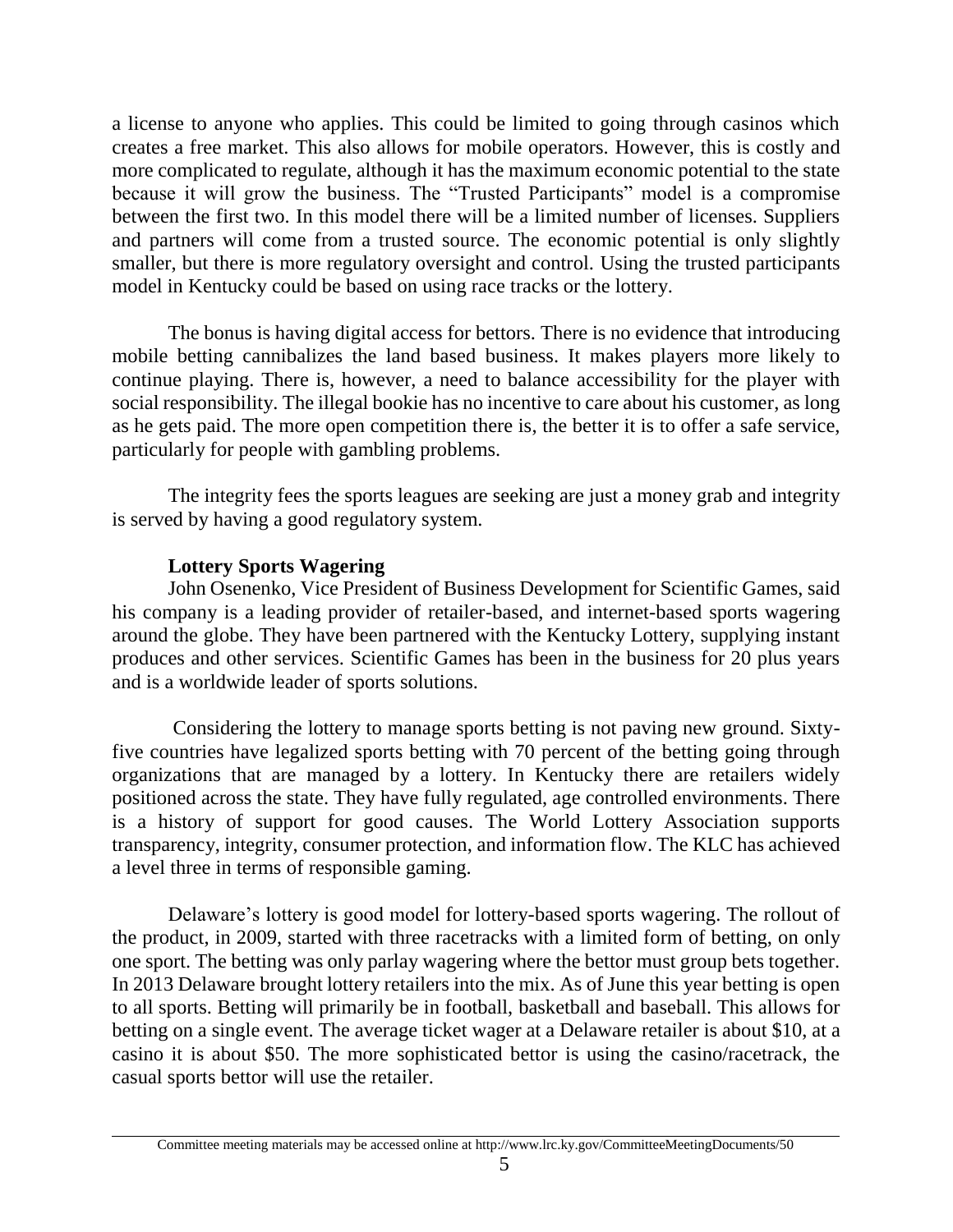a license to anyone who applies. This could be limited to going through casinos which creates a free market. This also allows for mobile operators. However, this is costly and more complicated to regulate, although it has the maximum economic potential to the state because it will grow the business. The "Trusted Participants" model is a compromise between the first two. In this model there will be a limited number of licenses. Suppliers and partners will come from a trusted source. The economic potential is only slightly smaller, but there is more regulatory oversight and control. Using the trusted participants model in Kentucky could be based on using race tracks or the lottery.

The bonus is having digital access for bettors. There is no evidence that introducing mobile betting cannibalizes the land based business. It makes players more likely to continue playing. There is, however, a need to balance accessibility for the player with social responsibility. The illegal bookie has no incentive to care about his customer, as long as he gets paid. The more open competition there is, the better it is to offer a safe service, particularly for people with gambling problems.

The integrity fees the sports leagues are seeking are just a money grab and integrity is served by having a good regulatory system.

**Lottery Sports Wagering**

John Osenenko, Vice President of Business Development for Scientific Games, said his company is a leading provider of retailer-based, and internet-based sports wagering around the globe. They have been partnered with the Kentucky Lottery, supplying instant produces and other services. Scientific Games has been in the business for 20 plus years and is a worldwide leader of sports solutions.

Considering the lottery to manage sports betting is not paving new ground. Sixty-five countries have legalized sports betting with 70 percent of the betting going through organizations that are managed by a lottery. In Kentucky there are retailers widely positioned across the state. They have fully regulated, age controlled environments. There is a history of support for good causes. The World Lottery Association supports transparency, integrity, consumer protection, and information flow. The KLC has achieved a level three in terms of responsible gaming.

Delaware's lottery is good model for lottery-based sports wagering. The rollout of the product, in 2009, started with three racetracks with a limited form of betting, on only one sport. The betting was only parlay wagering where the bettor must group bets together. In 2013 Delaware brought lottery retailers into the mix. As of June this year betting is open to all sports. Betting will primarily be in football, basketball and baseball. This allows for betting on a single event. The average ticket wager at a Delaware retailer is about $10, at a casino it is about $50. The more sophisticated bettor is using the casino/racetrack, the casual sports bettor will use the retailer.

Committee meeting materials may be accessed online at http://www.lrc.ky.gov/CommitteeMeetingDocuments/50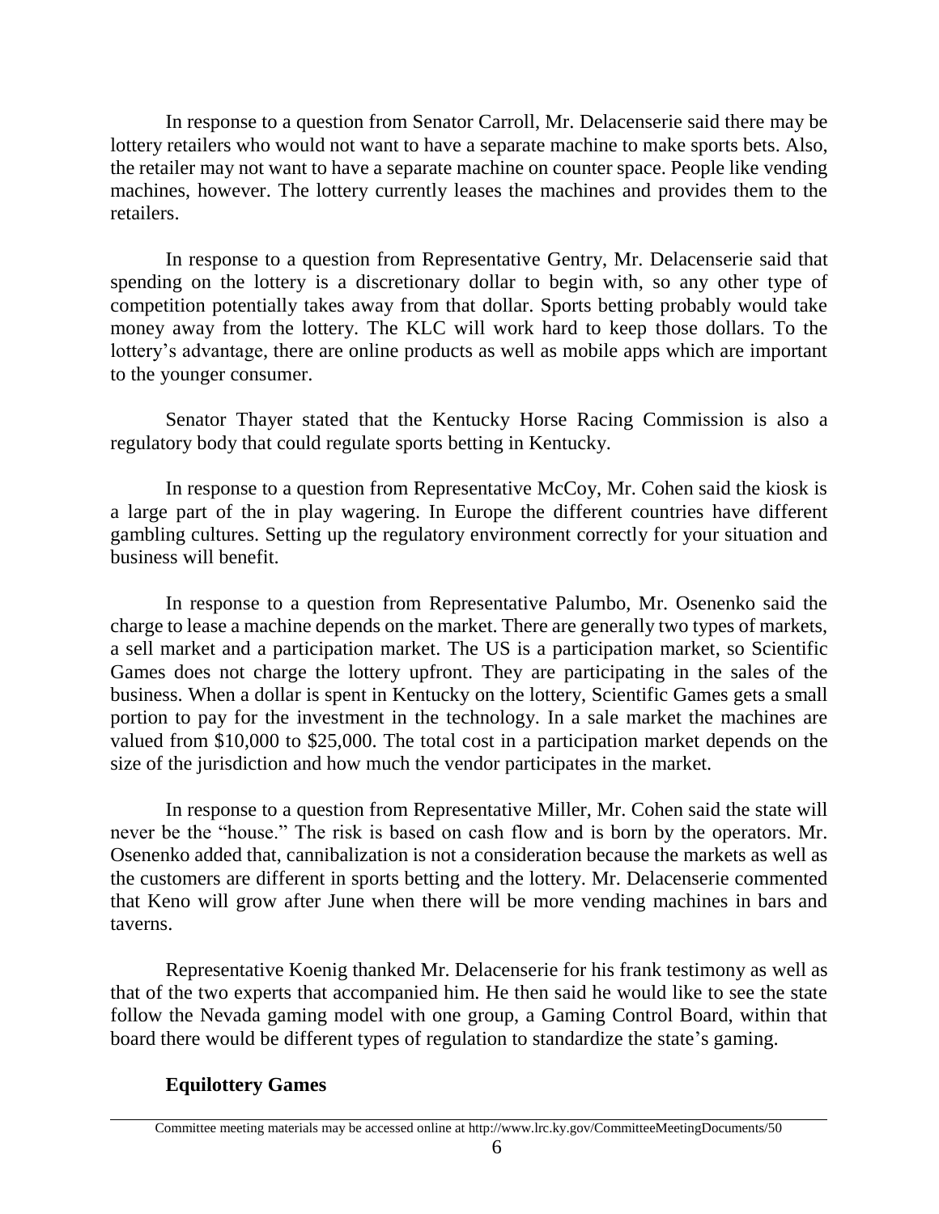In response to a question from Senator Carroll, Mr. Delacenserie said there may be lottery retailers who would not want to have a separate machine to make sports bets. Also, the retailer may not want to have a separate machine on counter space. People like vending machines, however. The lottery currently leases the machines and provides them to the retailers.

In response to a question from Representative Gentry, Mr. Delacenserie said that spending on the lottery is a discretionary dollar to begin with, so any other type of competition potentially takes away from that dollar. Sports betting probably would take money away from the lottery. The KLC will work hard to keep those dollars. To the lottery's advantage, there are online products as well as mobile apps which are important to the younger consumer.

Senator Thayer stated that the Kentucky Horse Racing Commission is also a regulatory body that could regulate sports betting in Kentucky.

In response to a question from Representative McCoy, Mr. Cohen said the kiosk is a large part of the in play wagering. In Europe the different countries have different gambling cultures. Setting up the regulatory environment correctly for your situation and business will benefit.

In response to a question from Representative Palumbo, Mr. Osenenko said the charge to lease a machine depends on the market. There are generally two types of markets, a sell market and a participation market. The US is a participation market, so Scientific Games does not charge the lottery upfront. They are participating in the sales of the business. When a dollar is spent in Kentucky on the lottery, Scientific Games gets a small portion to pay for the investment in the technology. In a sale market the machines are valued from $10,000 to $25,000. The total cost in a participation market depends on the size of the jurisdiction and how much the vendor participates in the market.

In response to a question from Representative Miller, Mr. Cohen said the state will never be the "house." The risk is based on cash flow and is born by the operators. Mr. Osenenko added that, cannibalization is not a consideration because the markets as well as the customers are different in sports betting and the lottery. Mr. Delacenserie commented that Keno will grow after June when there will be more vending machines in bars and taverns.

Representative Koenig thanked Mr. Delacenserie for his frank testimony as well as that of the two experts that accompanied him. He then said he would like to see the state follow the Nevada gaming model with one group, a Gaming Control Board, within that board there would be different types of regulation to standardize the state's gaming.

**Equilottery Games**

Committee meeting materials may be accessed online at http://www.lrc.ky.gov/CommitteeMeetingDocuments/50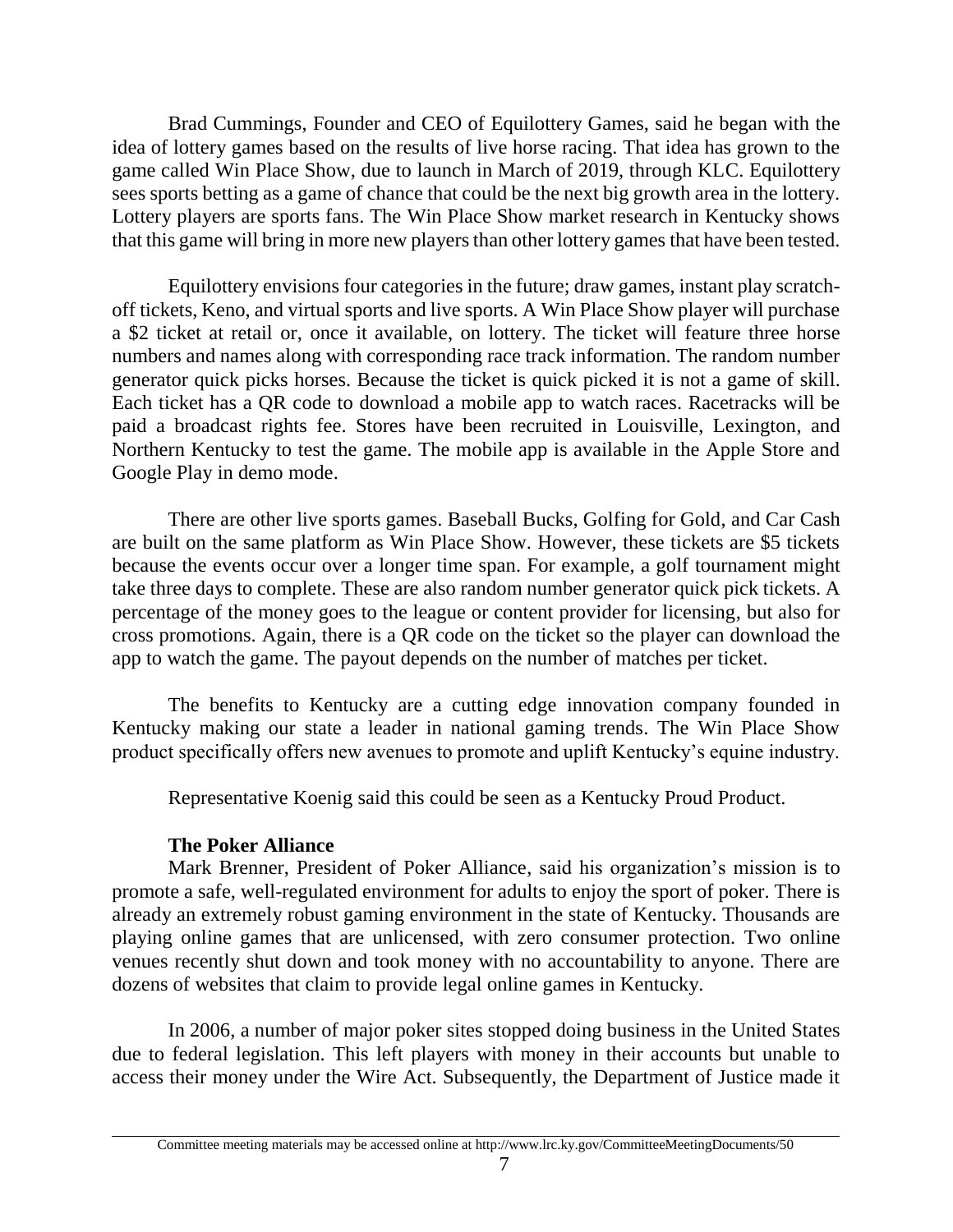Brad Cummings, Founder and CEO of Equilottery Games, said he began with the idea of lottery games based on the results of live horse racing. That idea has grown to the game called Win Place Show, due to launch in March of 2019, through KLC. Equilottery sees sports betting as a game of chance that could be the next big growth area in the lottery. Lottery players are sports fans. The Win Place Show market research in Kentucky shows that this game will bring in more new players than other lottery games that have been tested.

Equilottery envisions four categories in the future; draw games, instant play scratch-off tickets, Keno, and virtual sports and live sports. A Win Place Show player will purchase a \$2 ticket at retail or, once it available, on lottery. The ticket will feature three horse numbers and names along with corresponding race track information. The random number generator quick picks horses. Because the ticket is quick picked it is not a game of skill. Each ticket has a QR code to download a mobile app to watch races. Racetracks will be paid a broadcast rights fee. Stores have been recruited in Louisville, Lexington, and Northern Kentucky to test the game. The mobile app is available in the Apple Store and Google Play in demo mode.

There are other live sports games. Baseball Bucks, Golfing for Gold, and Car Cash are built on the same platform as Win Place Show. However, these tickets are \$5 tickets because the events occur over a longer time span. For example, a golf tournament might take three days to complete. These are also random number generator quick pick tickets. A percentage of the money goes to the league or content provider for licensing, but also for cross promotions. Again, there is a QR code on the ticket so the player can download the app to watch the game. The payout depends on the number of matches per ticket.

The benefits to Kentucky are a cutting edge innovation company founded in Kentucky making our state a leader in national gaming trends. The Win Place Show product specifically offers new avenues to promote and uplift Kentucky's equine industry.

Representative Koenig said this could be seen as a Kentucky Proud Product.

**The Poker Alliance**

Mark Brenner, President of Poker Alliance, said his organization's mission is to promote a safe, well-regulated environment for adults to enjoy the sport of poker. There is already an extremely robust gaming environment in the state of Kentucky. Thousands are playing online games that are unlicensed, with zero consumer protection. Two online venues recently shut down and took money with no accountability to anyone. There are dozens of websites that claim to provide legal online games in Kentucky.

In 2006, a number of major poker sites stopped doing business in the United States due to federal legislation. This left players with money in their accounts but unable to access their money under the Wire Act. Subsequently, the Department of Justice made it

Committee meeting materials may be accessed online at http://www.lrc.ky.gov/CommitteeMeetingDocuments/50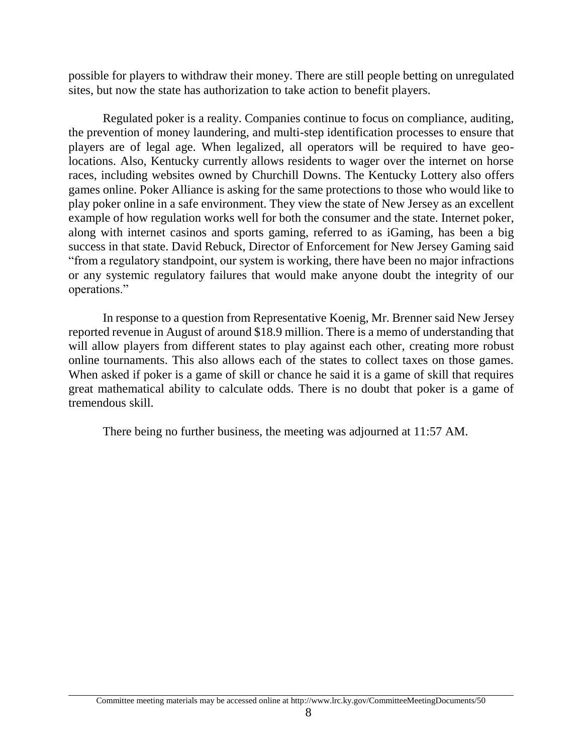possible for players to withdraw their money. There are still people betting on unregulated sites, but now the state has authorization to take action to benefit players.

Regulated poker is a reality. Companies continue to focus on compliance, auditing, the prevention of money laundering, and multi-step identification processes to ensure that players are of legal age. When legalized, all operators will be required to have geo-locations. Also, Kentucky currently allows residents to wager over the internet on horse races, including websites owned by Churchill Downs. The Kentucky Lottery also offers games online. Poker Alliance is asking for the same protections to those who would like to play poker online in a safe environment. They view the state of New Jersey as an excellent example of how regulation works well for both the consumer and the state. Internet poker, along with internet casinos and sports gaming, referred to as iGaming, has been a big success in that state. David Rebuck, Director of Enforcement for New Jersey Gaming said "from a regulatory standpoint, our system is working, there have been no major infractions or any systemic regulatory failures that would make anyone doubt the integrity of our operations."

In response to a question from Representative Koenig, Mr. Brenner said New Jersey reported revenue in August of around $18.9 million. There is a memo of understanding that will allow players from different states to play against each other, creating more robust online tournaments. This also allows each of the states to collect taxes on those games. When asked if poker is a game of skill or chance he said it is a game of skill that requires great mathematical ability to calculate odds. There is no doubt that poker is a game of tremendous skill.

There being no further business, the meeting was adjourned at 11:57 AM.

Committee meeting materials may be accessed online at http://www.lrc.ky.gov/CommitteeMeetingDocuments/50